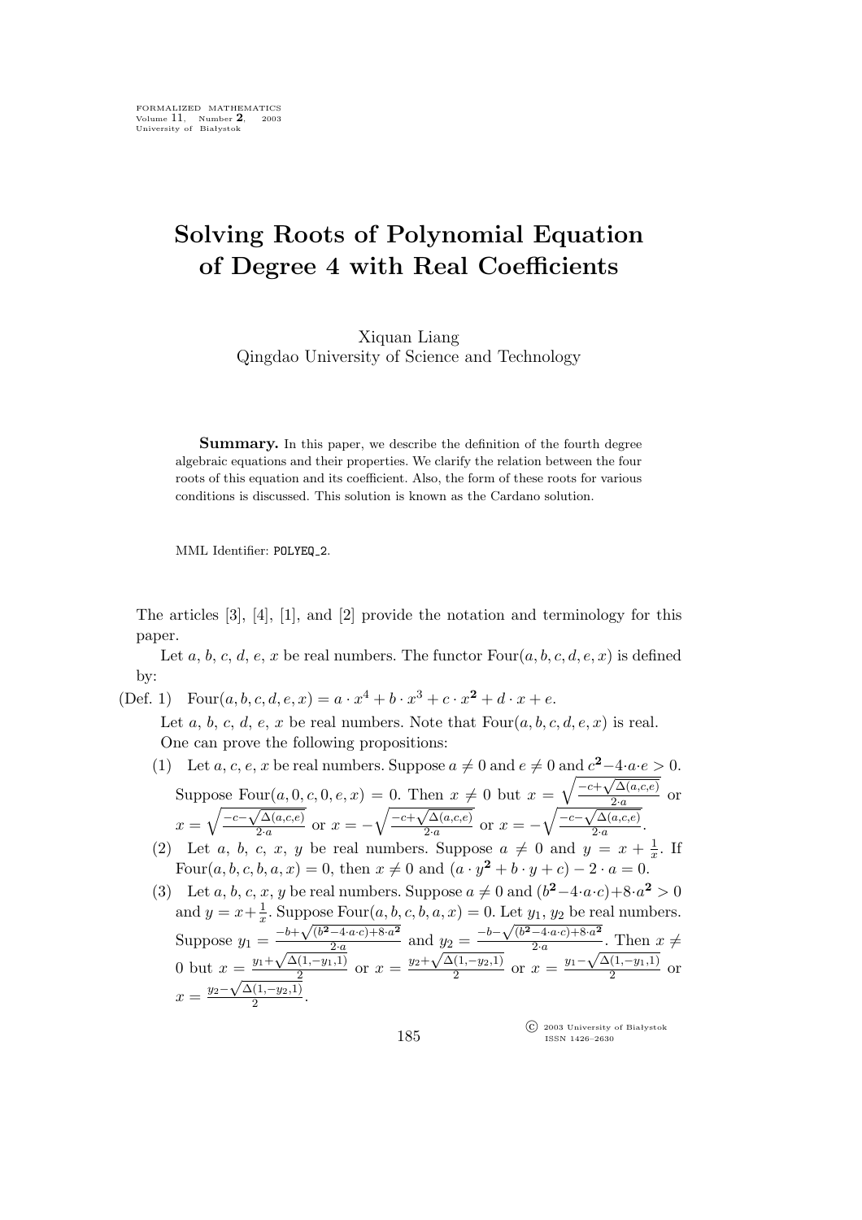# Solving Roots of Polynomial Equation of Degree 4 with Real Coefficients

Xiquan Liang
Qingdao University of Science and Technology

**Summary.** In this paper, we describe the definition of the fourth degree algebraic equations and their properties. We clarify the relation between the four roots of this equation and its coefficient. Also, the form of these roots for various conditions is discussed. This solution is known as the Cardano solution.

MML Identifier: POLYEQ_2.

The articles [3], [4], [1], and [2] provide the notation and terminology for this paper.

Let $a$, $b$, $c$, $d$, $e$, $x$ be real numbers. The functor $\text{Four}(a, b, c, d, e, x)$ is defined by:

(Def. 1) $\text{Four}(a, b, c, d, e, x) = a \cdot x^4 + b \cdot x^3 + c \cdot x^{\mathbf{2}} + d \cdot x + e$.

Let $a$, $b$, $c$, $d$, $e$, $x$ be real numbers. Note that $\text{Four}(a, b, c, d, e, x)$ is real.

One can prove the following propositions:

(1) Let $a$, $c$, $e$, $x$ be real numbers. Suppose $a \neq 0$ and $e \neq 0$ and $c^{\mathbf{2}} - 4 \cdot a \cdot e > 0$. Suppose $\text{Four}(a, 0, c, 0, e, x) = 0$. Then $x \neq 0$ but $x = \sqrt{\frac{-c+\sqrt{\Delta(a,c,e)}}{2 \cdot a}}$ or $x = \sqrt{\frac{-c-\sqrt{\Delta(a,c,e)}}{2 \cdot a}}$ or $x = -\sqrt{\frac{-c+\sqrt{\Delta(a,c,e)}}{2 \cdot a}}$ or $x = -\sqrt{\frac{-c-\sqrt{\Delta(a,c,e)}}{2 \cdot a}}$.

(2) Let $a$, $b$, $c$, $x$, $y$ be real numbers. Suppose $a \neq 0$ and $y = x + \frac{1}{x}$. If $\text{Four}(a, b, c, b, a, x) = 0$, then $x \neq 0$ and $(a \cdot y^{\mathbf{2}} + b \cdot y + c) - 2 \cdot a = 0$.

(3) Let $a$, $b$, $c$, $x$, $y$ be real numbers. Suppose $a \neq 0$ and $(b^{\mathbf{2}} - 4 \cdot a \cdot c) + 8 \cdot a^{\mathbf{2}} > 0$ and $y = x + \frac{1}{x}$. Suppose $\text{Four}(a, b, c, b, a, x) = 0$. Let $y_1$, $y_2$ be real numbers. Suppose $y_1 = \frac{-b+\sqrt{(b^{\mathbf{2}}-4 \cdot a \cdot c)+8 \cdot a^{\mathbf{2}}}}{2 \cdot a}$ and $y_2 = \frac{-b-\sqrt{(b^{\mathbf{2}}-4 \cdot a \cdot c)+8 \cdot a^{\mathbf{2}}}}{2 \cdot a}$. Then $x \neq 0$ but $x = \frac{y_1+\sqrt{\Delta(1,-y_1,1)}}{2}$ or $x = \frac{y_2+\sqrt{\Delta(1,-y_2,1)}}{2}$ or $x = \frac{y_1-\sqrt{\Delta(1,-y_1,1)}}{2}$ or $x = \frac{y_2-\sqrt{\Delta(1,-y_2,1)}}{2}$.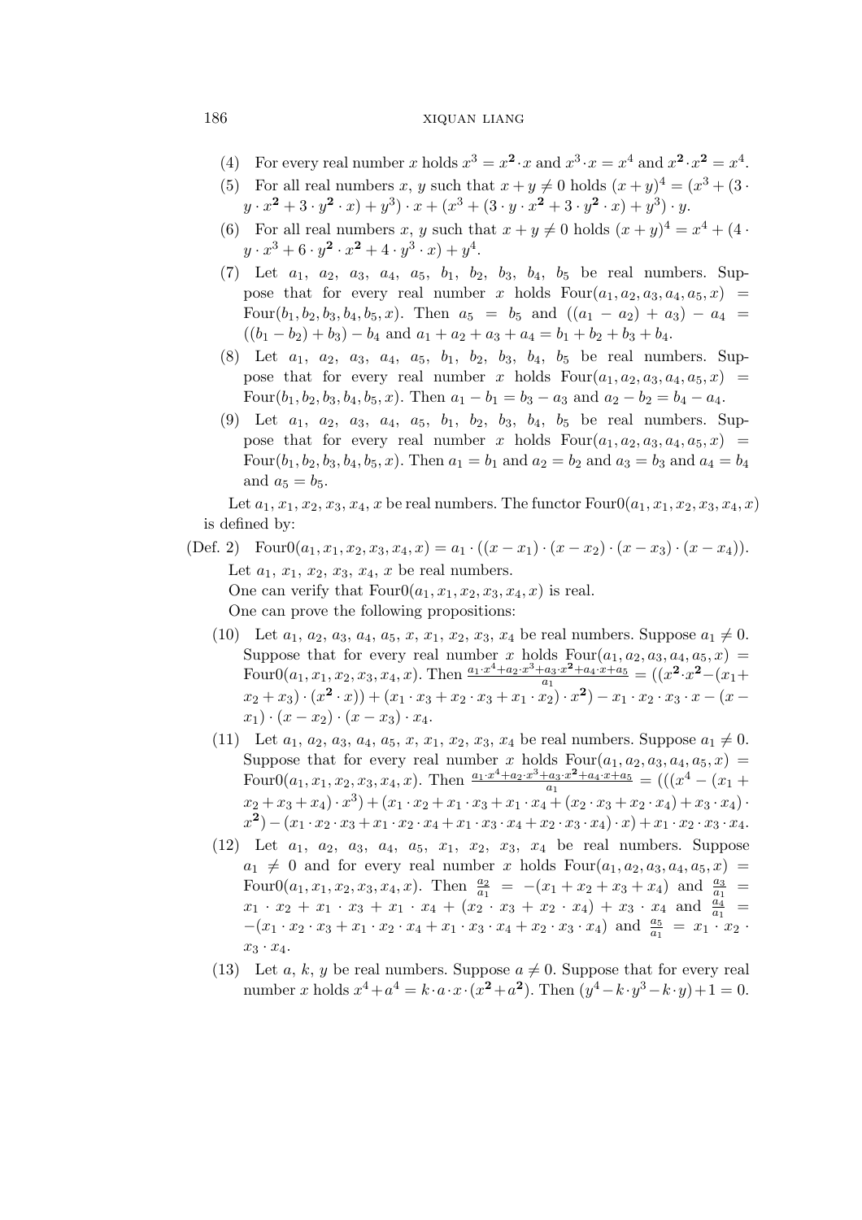(4) For every real number $x$ holds $x^3 = x^{\mathbf{2}} \cdot x$ and $x^3 \cdot x = x^4$ and $x^{\mathbf{2}} \cdot x^{\mathbf{2}} = x^4$.

(5) For all real numbers $x$, $y$ such that $x + y \neq 0$ holds $(x+y)^4 = (x^3 + (3 \cdot y \cdot x^{\mathbf{2}} + 3 \cdot y^{\mathbf{2}} \cdot x) + y^3) \cdot x + (x^3 + (3 \cdot y \cdot x^{\mathbf{2}} + 3 \cdot y^{\mathbf{2}} \cdot x) + y^3) \cdot y$.

(6) For all real numbers $x$, $y$ such that $x + y \neq 0$ holds $(x+y)^4 = x^4 + (4 \cdot y \cdot x^3 + 6 \cdot y^{\mathbf{2}} \cdot x^{\mathbf{2}} + 4 \cdot y^3 \cdot x) + y^4$.

(7) Let $a_1$, $a_2$, $a_3$, $a_4$, $a_5$, $b_1$, $b_2$, $b_3$, $b_4$, $b_5$ be real numbers. Suppose that for every real number $x$ holds $\mathrm{Four}(a_1, a_2, a_3, a_4, a_5, x) = \mathrm{Four}(b_1, b_2, b_3, b_4, b_5, x)$. Then $a_5 = b_5$ and $((a_1 - a_2) + a_3) - a_4 = ((b_1 - b_2) + b_3) - b_4$ and $a_1 + a_2 + a_3 + a_4 = b_1 + b_2 + b_3 + b_4$.

(8) Let $a_1$, $a_2$, $a_3$, $a_4$, $a_5$, $b_1$, $b_2$, $b_3$, $b_4$, $b_5$ be real numbers. Suppose that for every real number $x$ holds $\mathrm{Four}(a_1, a_2, a_3, a_4, a_5, x) = \mathrm{Four}(b_1, b_2, b_3, b_4, b_5, x)$. Then $a_1 - b_1 = b_3 - a_3$ and $a_2 - b_2 = b_4 - a_4$.

(9) Let $a_1$, $a_2$, $a_3$, $a_4$, $a_5$, $b_1$, $b_2$, $b_3$, $b_4$, $b_5$ be real numbers. Suppose that for every real number $x$ holds $\mathrm{Four}(a_1, a_2, a_3, a_4, a_5, x) = \mathrm{Four}(b_1, b_2, b_3, b_4, b_5, x)$. Then $a_1 = b_1$ and $a_2 = b_2$ and $a_3 = b_3$ and $a_4 = b_4$ and $a_5 = b_5$.

Let $a_1, x_1, x_2, x_3, x_4, x$ be real numbers. The functor $\mathrm{Four0}(a_1, x_1, x_2, x_3, x_4, x)$ is defined by:

(Def. 2) $\mathrm{Four0}(a_1, x_1, x_2, x_3, x_4, x) = a_1 \cdot ((x - x_1) \cdot (x - x_2) \cdot (x - x_3) \cdot (x - x_4))$.

Let $a_1$, $x_1$, $x_2$, $x_3$, $x_4$, $x$ be real numbers.

One can verify that $\mathrm{Four0}(a_1, x_1, x_2, x_3, x_4, x)$ is real.

One can prove the following propositions:

(10) Let $a_1$, $a_2$, $a_3$, $a_4$, $a_5$, $x$, $x_1$, $x_2$, $x_3$, $x_4$ be real numbers. Suppose $a_1 \neq 0$. Suppose that for every real number $x$ holds $\mathrm{Four}(a_1, a_2, a_3, a_4, a_5, x) = \mathrm{Four0}(a_1, x_1, x_2, x_3, x_4, x)$. Then $\frac{a_1 \cdot x^4 + a_2 \cdot x^3 + a_3 \cdot x^{\mathbf{2}} + a_4 \cdot x + a_5}{a_1} = ((x^{\mathbf{2}} \cdot x^{\mathbf{2}} - (x_1 + x_2 + x_3) \cdot (x^{\mathbf{2}} \cdot x)) + (x_1 \cdot x_3 + x_2 \cdot x_3 + x_1 \cdot x_2) \cdot x^{\mathbf{2}}) - x_1 \cdot x_2 \cdot x_3 \cdot x - (x - x_1) \cdot (x - x_2) \cdot (x - x_3) \cdot x_4$.

(11) Let $a_1$, $a_2$, $a_3$, $a_4$, $a_5$, $x$, $x_1$, $x_2$, $x_3$, $x_4$ be real numbers. Suppose $a_1 \neq 0$. Suppose that for every real number $x$ holds $\mathrm{Four}(a_1, a_2, a_3, a_4, a_5, x) = \mathrm{Four0}(a_1, x_1, x_2, x_3, x_4, x)$. Then $\frac{a_1 \cdot x^4 + a_2 \cdot x^3 + a_3 \cdot x^{\mathbf{2}} + a_4 \cdot x + a_5}{a_1} = (((x^4 - (x_1 + x_2 + x_3 + x_4) \cdot x^3) + (x_1 \cdot x_2 + x_1 \cdot x_3 + x_1 \cdot x_4 + (x_2 \cdot x_3 + x_2 \cdot x_4) + x_3 \cdot x_4) \cdot x^{\mathbf{2}}) - (x_1 \cdot x_2 \cdot x_3 + x_1 \cdot x_2 \cdot x_4 + x_1 \cdot x_3 \cdot x_4 + x_2 \cdot x_3 \cdot x_4) \cdot x) + x_1 \cdot x_2 \cdot x_3 \cdot x_4$.

(12) Let $a_1$, $a_2$, $a_3$, $a_4$, $a_5$, $x_1$, $x_2$, $x_3$, $x_4$ be real numbers. Suppose $a_1 \neq 0$ and for every real number $x$ holds $\mathrm{Four}(a_1, a_2, a_3, a_4, a_5, x) = \mathrm{Four0}(a_1, x_1, x_2, x_3, x_4, x)$. Then $\frac{a_2}{a_1} = -(x_1 + x_2 + x_3 + x_4)$ and $\frac{a_3}{a_1} = x_1 \cdot x_2 + x_1 \cdot x_3 + x_1 \cdot x_4 + (x_2 \cdot x_3 + x_2 \cdot x_4) + x_3 \cdot x_4$ and $\frac{a_4}{a_1} = -(x_1 \cdot x_2 \cdot x_3 + x_1 \cdot x_2 \cdot x_4 + x_1 \cdot x_3 \cdot x_4 + x_2 \cdot x_3 \cdot x_4)$ and $\frac{a_5}{a_1} = x_1 \cdot x_2 \cdot x_3 \cdot x_4$.

(13) Let $a$, $k$, $y$ be real numbers. Suppose $a \neq 0$. Suppose that for every real number $x$ holds $x^4 + a^4 = k \cdot a \cdot x \cdot (x^{\mathbf{2}} + a^{\mathbf{2}})$. Then $(y^4 - k \cdot y^3 - k \cdot y) + 1 = 0$.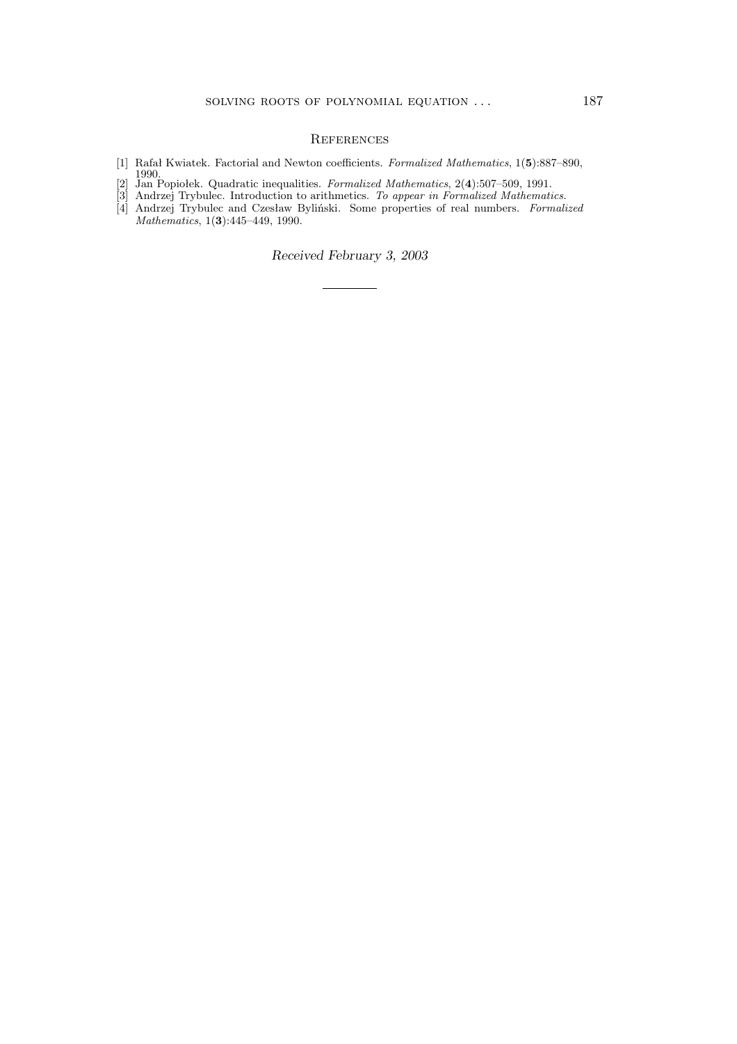## References

[1] Rafał Kwiatek. Factorial and Newton coefficients. *Formalized Mathematics*, 1(**5**):887–890, 1990.

[2] Jan Popiołek. Quadratic inequalities. *Formalized Mathematics*, 2(**4**):507–509, 1991.

[3] Andrzej Trybulec. Introduction to arithmetics. *To appear in Formalized Mathematics.*

[4] Andrzej Trybulec and Czesław Byliński. Some properties of real numbers. *Formalized Mathematics*, 1(**3**):445–449, 1990.

*Received February 3, 2003*